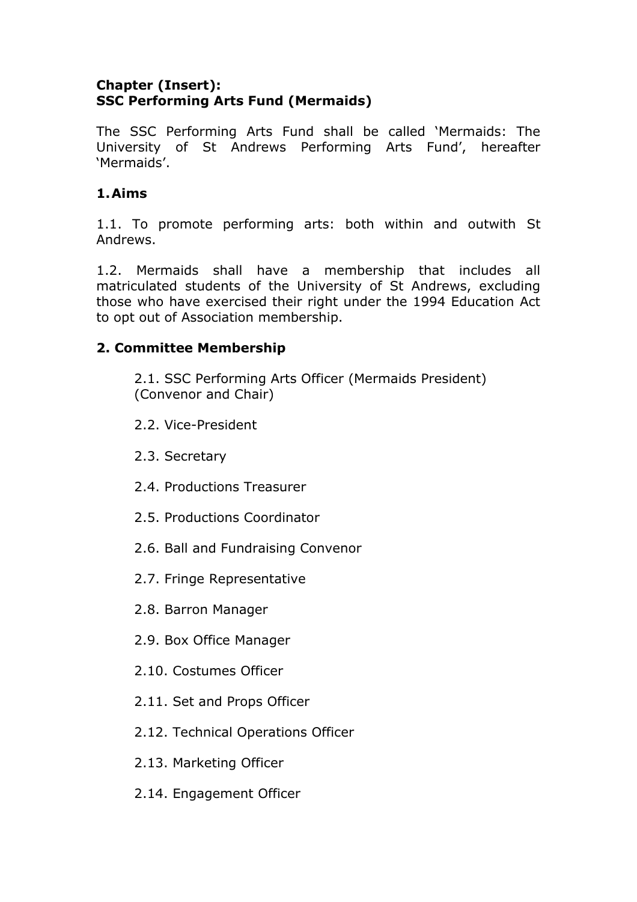# Chapter (Insert):
# SSC Performing Arts Fund (Mermaids)

The SSC Performing Arts Fund shall be called 'Mermaids: The University of St Andrews Performing Arts Fund', hereafter 'Mermaids'.

## 1. Aims

1.1. To promote performing arts: both within and outwith St Andrews.

1.2. Mermaids shall have a membership that includes all matriculated students of the University of St Andrews, excluding those who have exercised their right under the 1994 Education Act to opt out of Association membership.

## 2. Committee Membership

2.1. SSC Performing Arts Officer (Mermaids President) (Convenor and Chair)

2.2. Vice-President

2.3. Secretary

2.4. Productions Treasurer

2.5. Productions Coordinator

2.6. Ball and Fundraising Convenor

2.7. Fringe Representative

2.8. Barron Manager

2.9. Box Office Manager

2.10. Costumes Officer

2.11. Set and Props Officer

2.12. Technical Operations Officer

2.13. Marketing Officer

2.14. Engagement Officer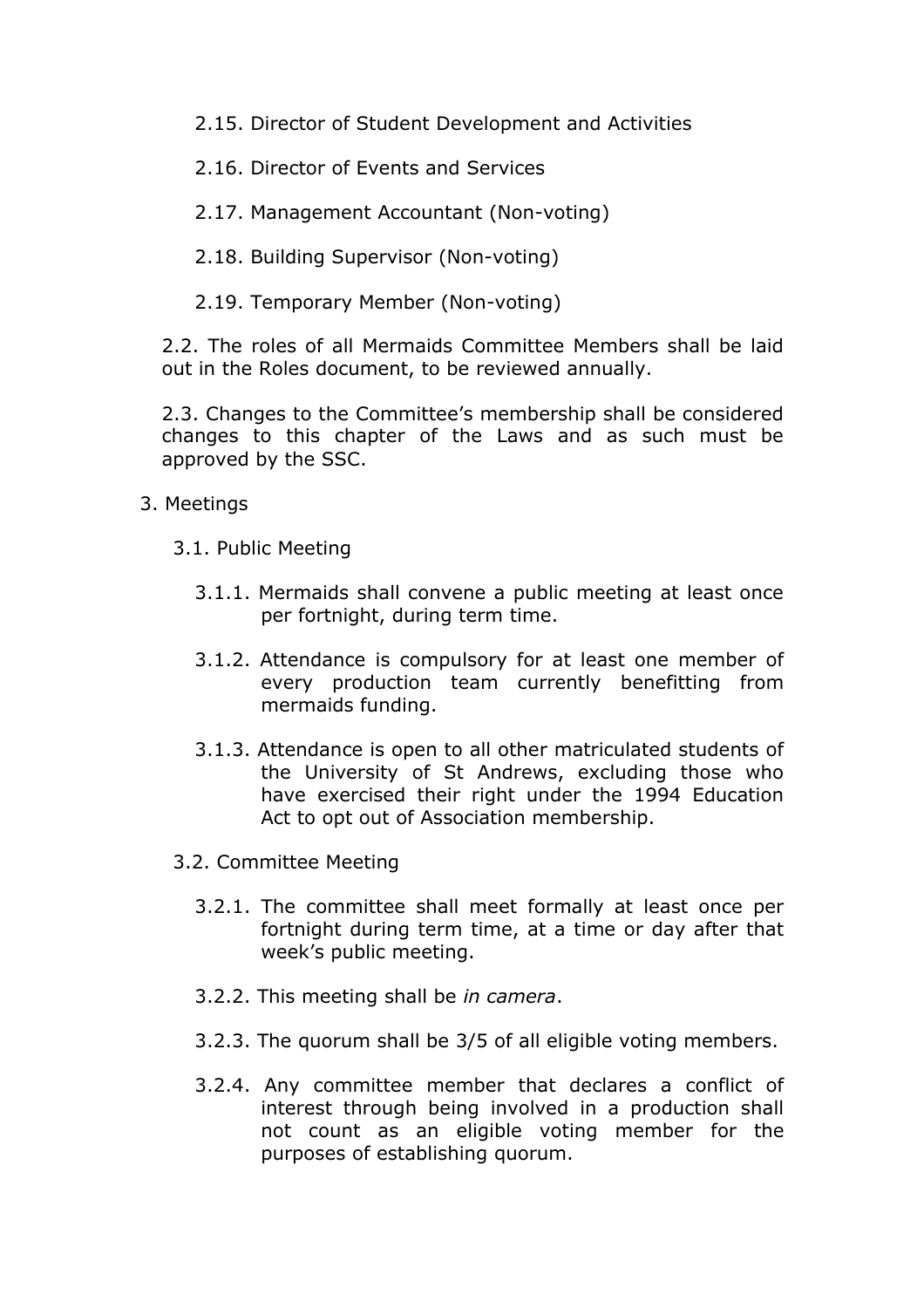2.15. Director of Student Development and Activities

2.16. Director of Events and Services

2.17. Management Accountant (Non-voting)

2.18. Building Supervisor (Non-voting)

2.19. Temporary Member (Non-voting)

2.2. The roles of all Mermaids Committee Members shall be laid out in the Roles document, to be reviewed annually.

2.3. Changes to the Committee's membership shall be considered changes to this chapter of the Laws and as such must be approved by the SSC.

3. Meetings

3.1. Public Meeting

3.1.1. Mermaids shall convene a public meeting at least once per fortnight, during term time.

3.1.2. Attendance is compulsory for at least one member of every production team currently benefitting from mermaids funding.

3.1.3. Attendance is open to all other matriculated students of the University of St Andrews, excluding those who have exercised their right under the 1994 Education Act to opt out of Association membership.

3.2. Committee Meeting

3.2.1. The committee shall meet formally at least once per fortnight during term time, at a time or day after that week's public meeting.

3.2.2. This meeting shall be *in camera*.

3.2.3. The quorum shall be 3/5 of all eligible voting members.

3.2.4. Any committee member that declares a conflict of interest through being involved in a production shall not count as an eligible voting member for the purposes of establishing quorum.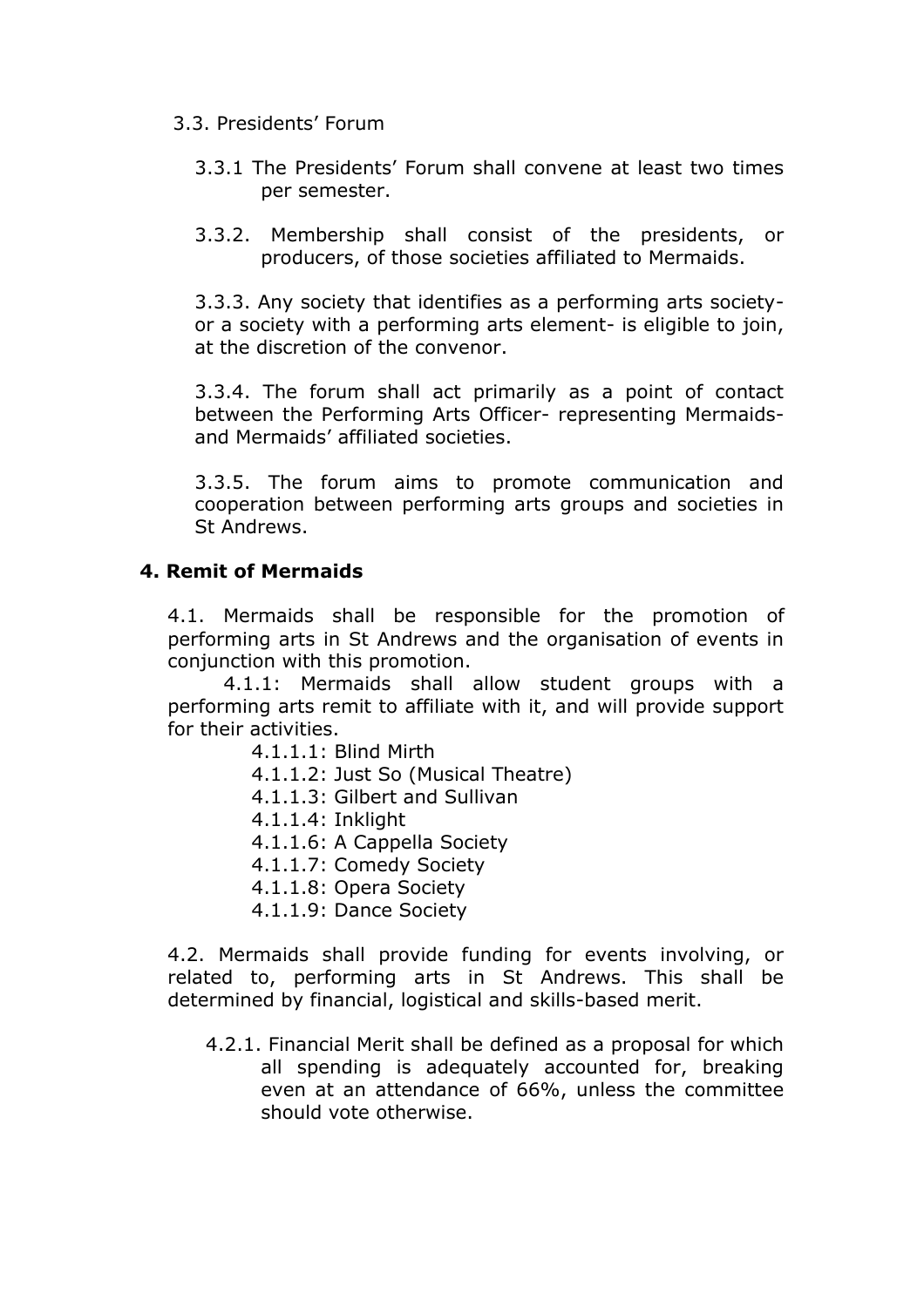3.3. Presidents' Forum

3.3.1 The Presidents' Forum shall convene at least two times per semester.

3.3.2. Membership shall consist of the presidents, or producers, of those societies affiliated to Mermaids.

3.3.3. Any society that identifies as a performing arts society- or a society with a performing arts element- is eligible to join, at the discretion of the convenor.

3.3.4. The forum shall act primarily as a point of contact between the Performing Arts Officer- representing Mermaids- and Mermaids' affiliated societies.

3.3.5. The forum aims to promote communication and cooperation between performing arts groups and societies in St Andrews.

## 4. Remit of Mermaids

4.1. Mermaids shall be responsible for the promotion of performing arts in St Andrews and the organisation of events in conjunction with this promotion.

4.1.1: Mermaids shall allow student groups with a performing arts remit to affiliate with it, and will provide support for their activities.

4.1.1.1: Blind Mirth
4.1.1.2: Just So (Musical Theatre)
4.1.1.3: Gilbert and Sullivan
4.1.1.4: Inklight
4.1.1.6: A Cappella Society
4.1.1.7: Comedy Society
4.1.1.8: Opera Society
4.1.1.9: Dance Society

4.2. Mermaids shall provide funding for events involving, or related to, performing arts in St Andrews. This shall be determined by financial, logistical and skills-based merit.

4.2.1. Financial Merit shall be defined as a proposal for which all spending is adequately accounted for, breaking even at an attendance of 66%, unless the committee should vote otherwise.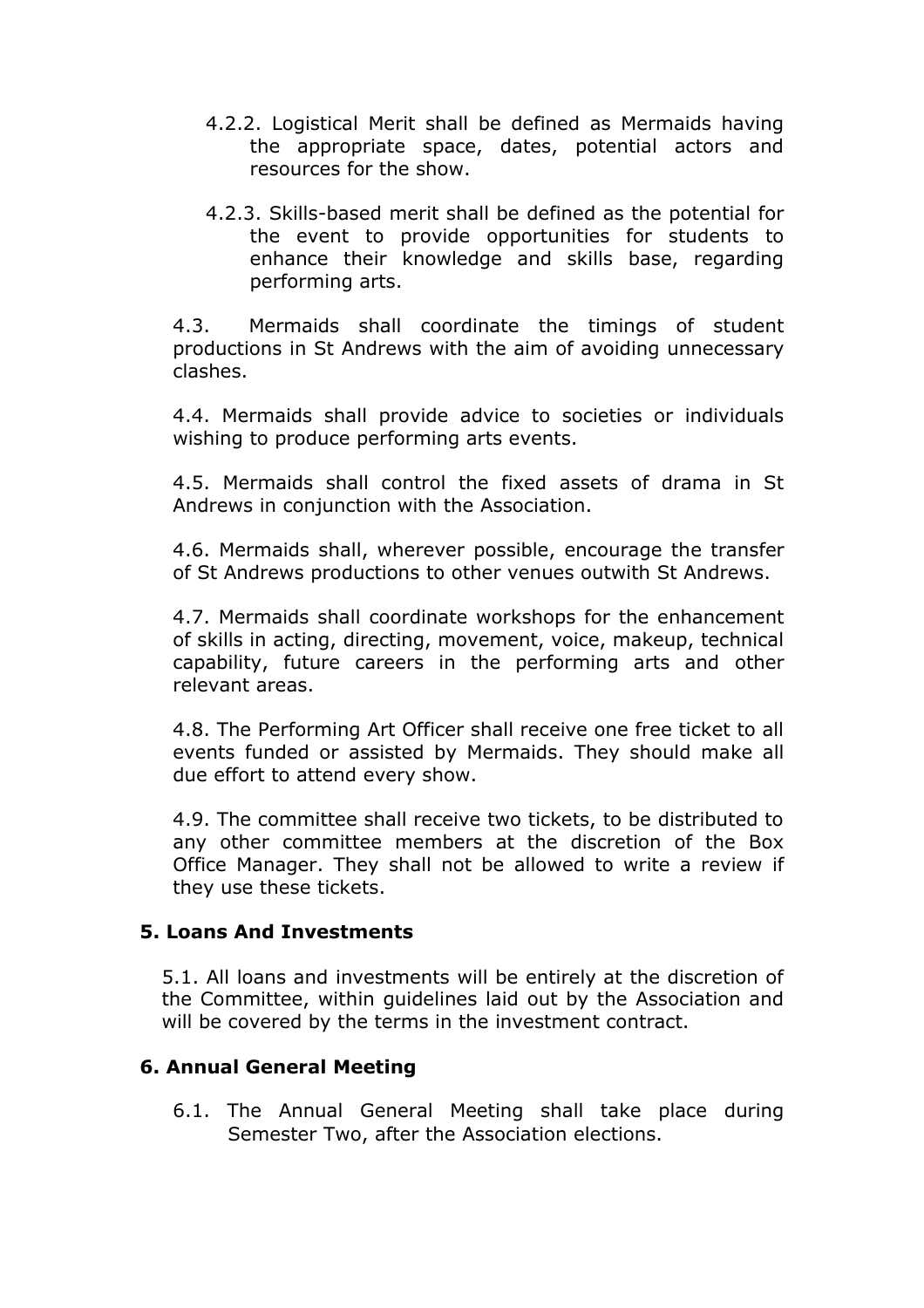4.2.2. Logistical Merit shall be defined as Mermaids having the appropriate space, dates, potential actors and resources for the show.

4.2.3. Skills-based merit shall be defined as the potential for the event to provide opportunities for students to enhance their knowledge and skills base, regarding performing arts.

4.3. Mermaids shall coordinate the timings of student productions in St Andrews with the aim of avoiding unnecessary clashes.

4.4. Mermaids shall provide advice to societies or individuals wishing to produce performing arts events.

4.5. Mermaids shall control the fixed assets of drama in St Andrews in conjunction with the Association.

4.6. Mermaids shall, wherever possible, encourage the transfer of St Andrews productions to other venues outwith St Andrews.

4.7. Mermaids shall coordinate workshops for the enhancement of skills in acting, directing, movement, voice, makeup, technical capability, future careers in the performing arts and other relevant areas.

4.8. The Performing Art Officer shall receive one free ticket to all events funded or assisted by Mermaids. They should make all due effort to attend every show.

4.9. The committee shall receive two tickets, to be distributed to any other committee members at the discretion of the Box Office Manager. They shall not be allowed to write a review if they use these tickets.

### 5. Loans And Investments

5.1. All loans and investments will be entirely at the discretion of the Committee, within guidelines laid out by the Association and will be covered by the terms in the investment contract.

### 6. Annual General Meeting

6.1. The Annual General Meeting shall take place during Semester Two, after the Association elections.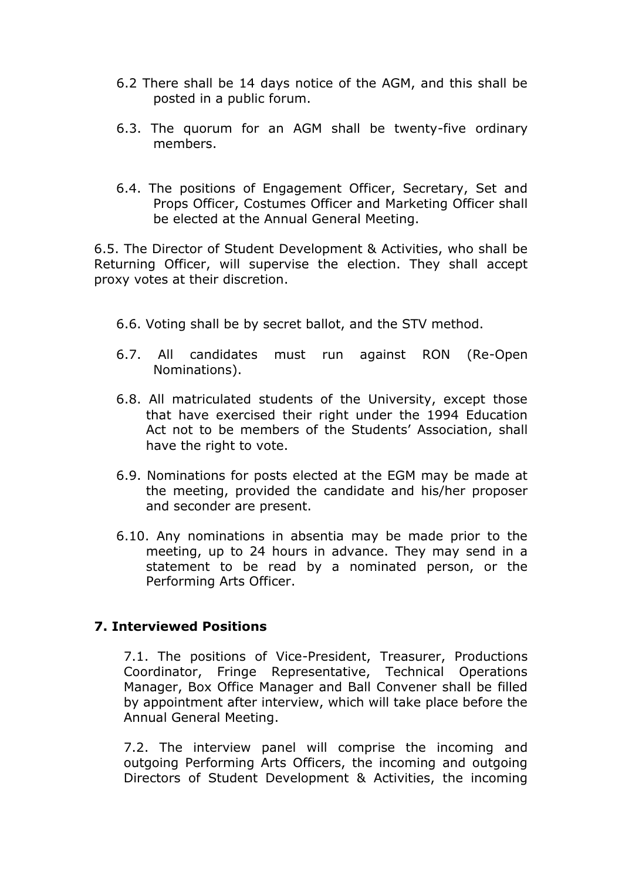6.2 There shall be 14 days notice of the AGM, and this shall be posted in a public forum.

6.3. The quorum for an AGM shall be twenty-five ordinary members.

6.4. The positions of Engagement Officer, Secretary, Set and Props Officer, Costumes Officer and Marketing Officer shall be elected at the Annual General Meeting.

6.5. The Director of Student Development & Activities, who shall be Returning Officer, will supervise the election. They shall accept proxy votes at their discretion.

6.6. Voting shall be by secret ballot, and the STV method.

6.7. All candidates must run against RON (Re-Open Nominations).

6.8. All matriculated students of the University, except those that have exercised their right under the 1994 Education Act not to be members of the Students' Association, shall have the right to vote.

6.9. Nominations for posts elected at the EGM may be made at the meeting, provided the candidate and his/her proposer and seconder are present.

6.10. Any nominations in absentia may be made prior to the meeting, up to 24 hours in advance. They may send in a statement to be read by a nominated person, or the Performing Arts Officer.

## 7. Interviewed Positions

7.1. The positions of Vice-President, Treasurer, Productions Coordinator, Fringe Representative, Technical Operations Manager, Box Office Manager and Ball Convener shall be filled by appointment after interview, which will take place before the Annual General Meeting.

7.2. The interview panel will comprise the incoming and outgoing Performing Arts Officers, the incoming and outgoing Directors of Student Development & Activities, the incoming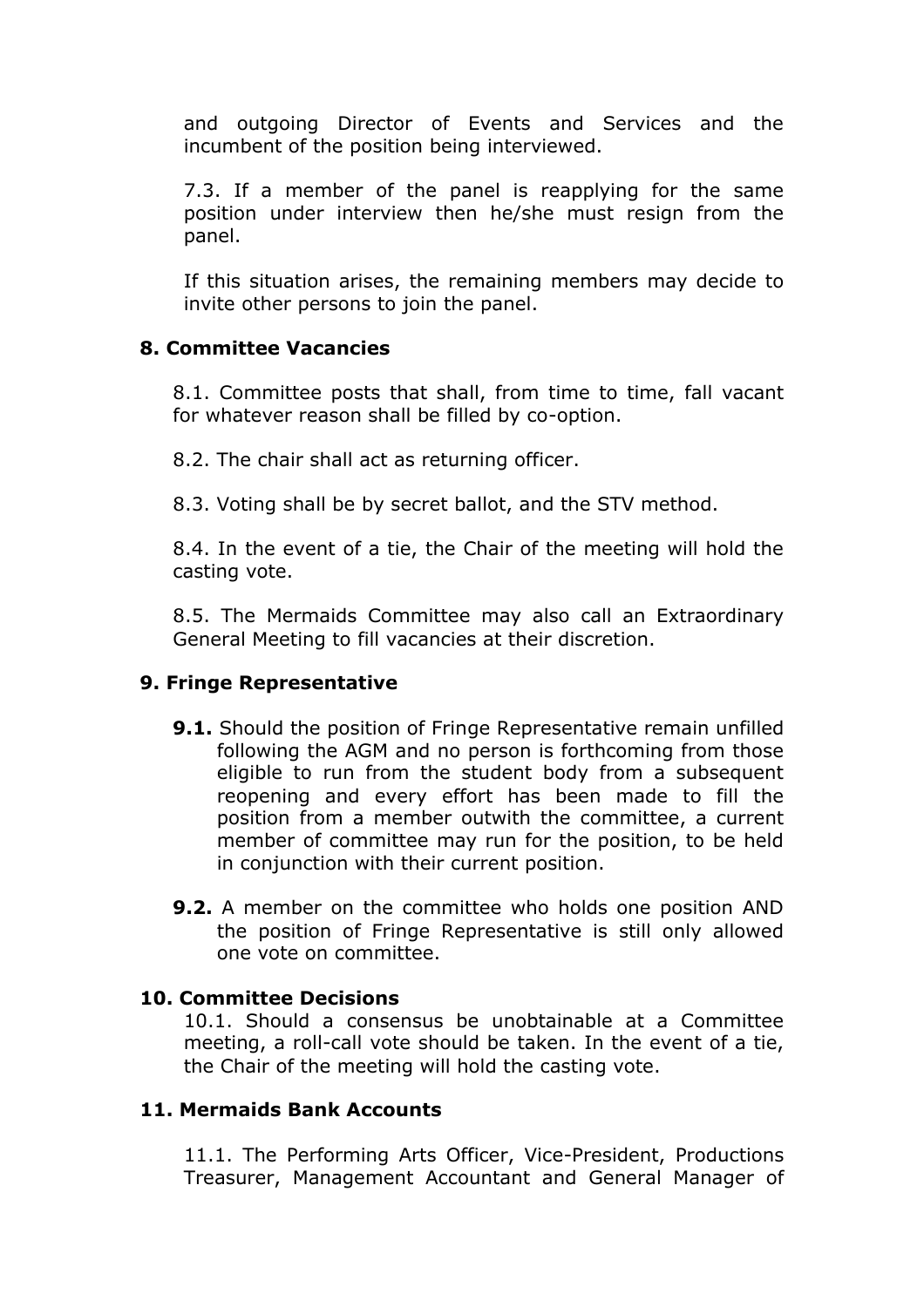and outgoing Director of Events and Services and the incumbent of the position being interviewed.

7.3. If a member of the panel is reapplying for the same position under interview then he/she must resign from the panel.

If this situation arises, the remaining members may decide to invite other persons to join the panel.

### 8. Committee Vacancies

8.1. Committee posts that shall, from time to time, fall vacant for whatever reason shall be filled by co-option.

8.2. The chair shall act as returning officer.

8.3. Voting shall be by secret ballot, and the STV method.

8.4. In the event of a tie, the Chair of the meeting will hold the casting vote.

8.5. The Mermaids Committee may also call an Extraordinary General Meeting to fill vacancies at their discretion.

### 9. Fringe Representative

**9.1.** Should the position of Fringe Representative remain unfilled following the AGM and no person is forthcoming from those eligible to run from the student body from a subsequent reopening and every effort has been made to fill the position from a member outwith the committee, a current member of committee may run for the position, to be held in conjunction with their current position.

**9.2.** A member on the committee who holds one position AND the position of Fringe Representative is still only allowed one vote on committee.

### 10. Committee Decisions

10.1. Should a consensus be unobtainable at a Committee meeting, a roll-call vote should be taken. In the event of a tie, the Chair of the meeting will hold the casting vote.

### 11. Mermaids Bank Accounts

11.1. The Performing Arts Officer, Vice-President, Productions Treasurer, Management Accountant and General Manager of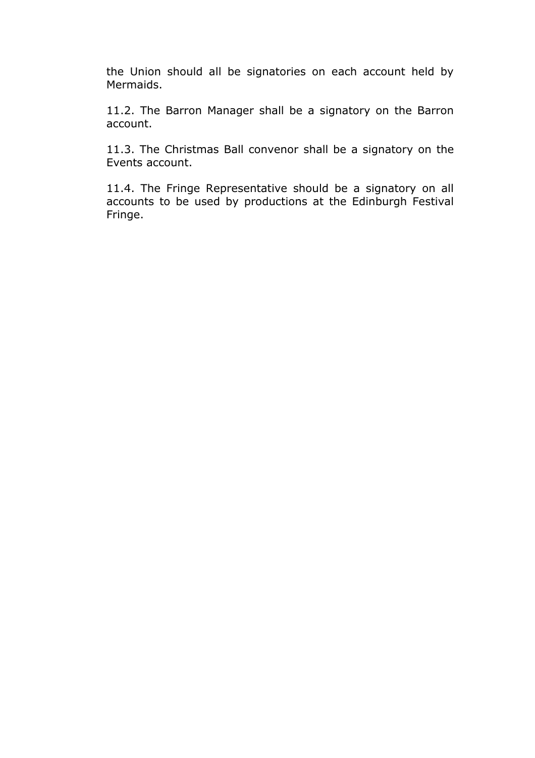the Union should all be signatories on each account held by Mermaids.

11.2. The Barron Manager shall be a signatory on the Barron account.

11.3. The Christmas Ball convenor shall be a signatory on the Events account.

11.4. The Fringe Representative should be a signatory on all accounts to be used by productions at the Edinburgh Festival Fringe.